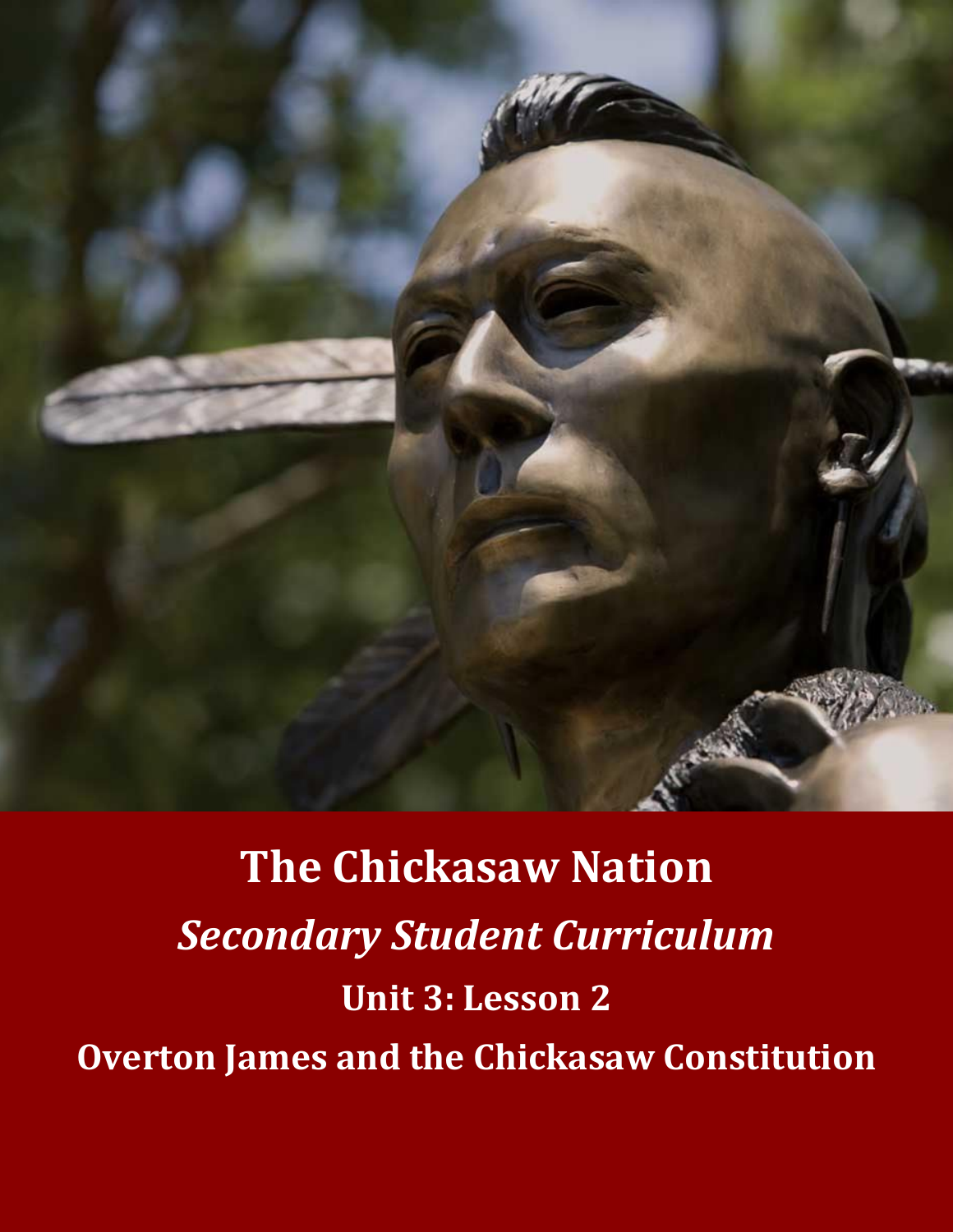# The Chickasaw Nation

## *Secondary Student Curriculum*

### Unit 3: Lesson 2

### Overton James and the Chickasaw Constitution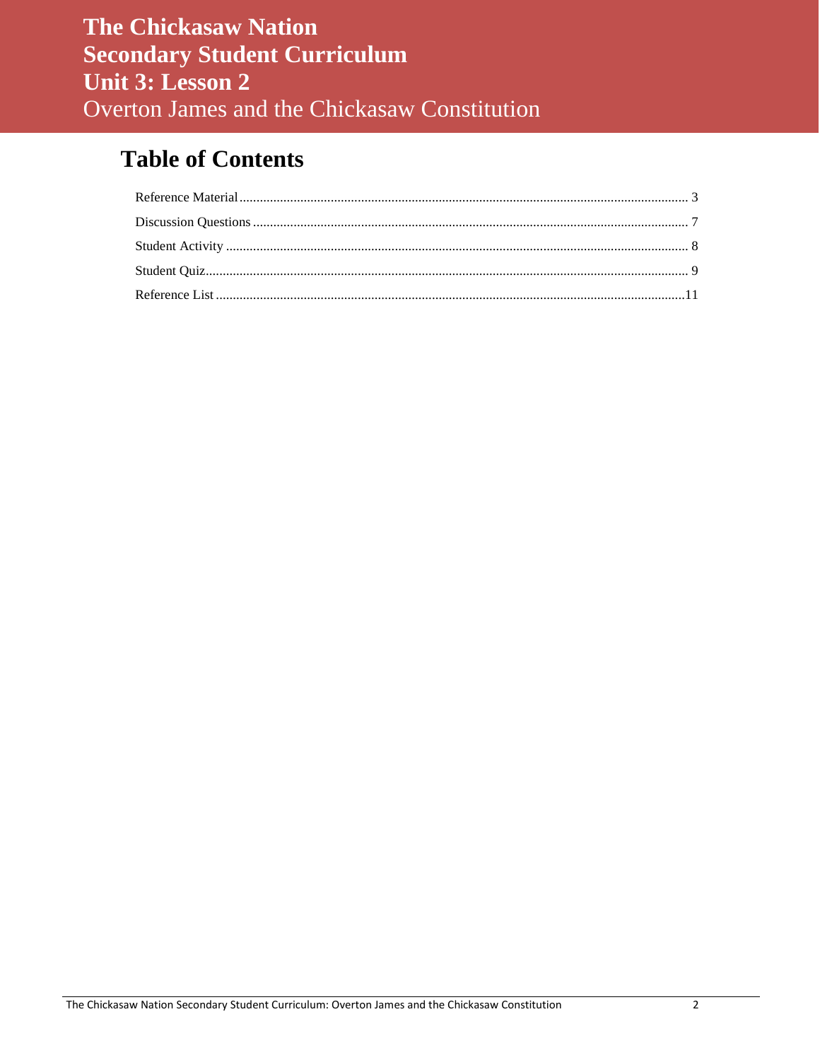# The Chickasaw Nation
# Secondary Student Curriculum
# Unit 3: Lesson 2
## Overton James and the Chickasaw Constitution

## Table of Contents

Reference Material .... 3

Discussion Questions .... 7

Student Activity .... 8

Student Quiz .... 9

Reference List .... 11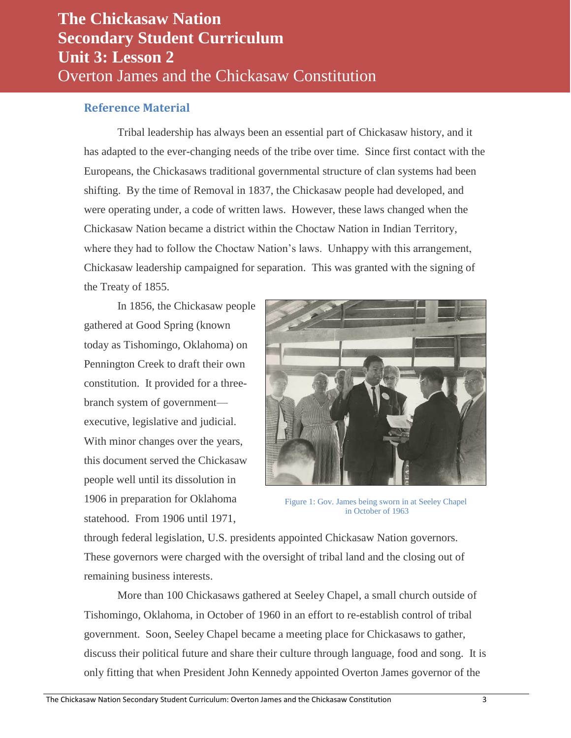# The Chickasaw Nation
# Secondary Student Curriculum
# Unit 3: Lesson 2
## Overton James and the Chickasaw Constitution

### Reference Material

Tribal leadership has always been an essential part of Chickasaw history, and it has adapted to the ever-changing needs of the tribe over time. Since first contact with the Europeans, the Chickasaws traditional governmental structure of clan systems had been shifting. By the time of Removal in 1837, the Chickasaw people had developed, and were operating under, a code of written laws. However, these laws changed when the Chickasaw Nation became a district within the Choctaw Nation in Indian Territory, where they had to follow the Choctaw Nation's laws. Unhappy with this arrangement, Chickasaw leadership campaigned for separation. This was granted with the signing of the Treaty of 1855.

In 1856, the Chickasaw people gathered at Good Spring (known today as Tishomingo, Oklahoma) on Pennington Creek to draft their own constitution. It provided for a three-branch system of government—executive, legislative and judicial. With minor changes over the years, this document served the Chickasaw people well until its dissolution in 1906 in preparation for Oklahoma statehood. From 1906 until 1971, through federal legislation, U.S. presidents appointed Chickasaw Nation governors. These governors were charged with the oversight of tribal land and the closing out of remaining business interests.

Figure 1: Gov. James being sworn in at Seeley Chapel in October of 1963

More than 100 Chickasaws gathered at Seeley Chapel, a small church outside of Tishomingo, Oklahoma, in October of 1960 in an effort to re-establish control of tribal government. Soon, Seeley Chapel became a meeting place for Chickasaws to gather, discuss their political future and share their culture through language, food and song. It is only fitting that when President John Kennedy appointed Overton James governor of the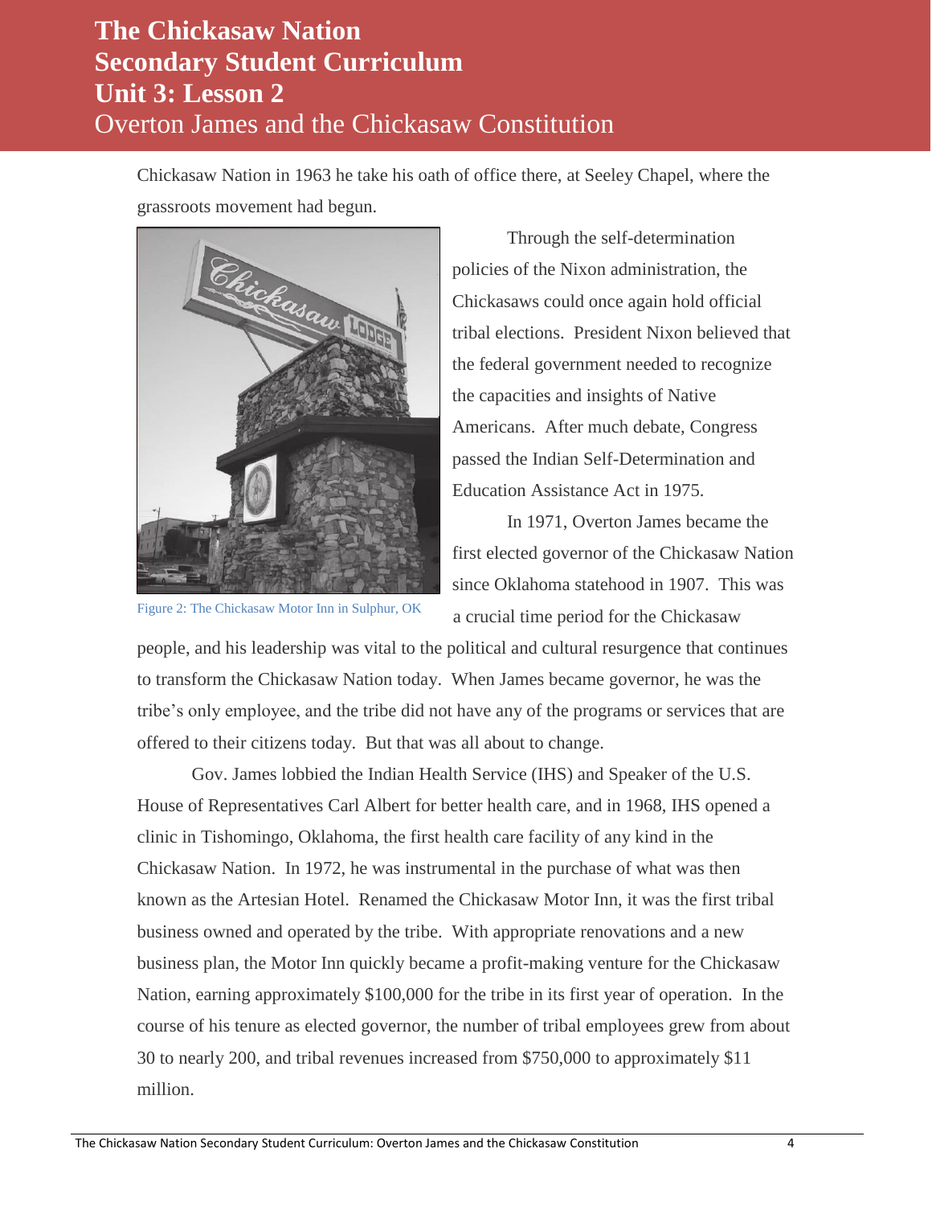Chickasaw Nation in 1963 he take his oath of office there, at Seeley Chapel, where the grassroots movement had begun.

Figure 2: The Chickasaw Motor Inn in Sulphur, OK

Through the self-determination policies of the Nixon administration, the Chickasaws could once again hold official tribal elections. President Nixon believed that the federal government needed to recognize the capacities and insights of Native Americans. After much debate, Congress passed the Indian Self-Determination and Education Assistance Act in 1975.

In 1971, Overton James became the first elected governor of the Chickasaw Nation since Oklahoma statehood in 1907. This was a crucial time period for the Chickasaw people, and his leadership was vital to the political and cultural resurgence that continues to transform the Chickasaw Nation today. When James became governor, he was the tribe's only employee, and the tribe did not have any of the programs or services that are offered to their citizens today. But that was all about to change.

Gov. James lobbied the Indian Health Service (IHS) and Speaker of the U.S. House of Representatives Carl Albert for better health care, and in 1968, IHS opened a clinic in Tishomingo, Oklahoma, the first health care facility of any kind in the Chickasaw Nation. In 1972, he was instrumental in the purchase of what was then known as the Artesian Hotel. Renamed the Chickasaw Motor Inn, it was the first tribal business owned and operated by the tribe. With appropriate renovations and a new business plan, the Motor Inn quickly became a profit-making venture for the Chickasaw Nation, earning approximately \$100,000 for the tribe in its first year of operation. In the course of his tenure as elected governor, the number of tribal employees grew from about 30 to nearly 200, and tribal revenues increased from \$750,000 to approximately \$11 million.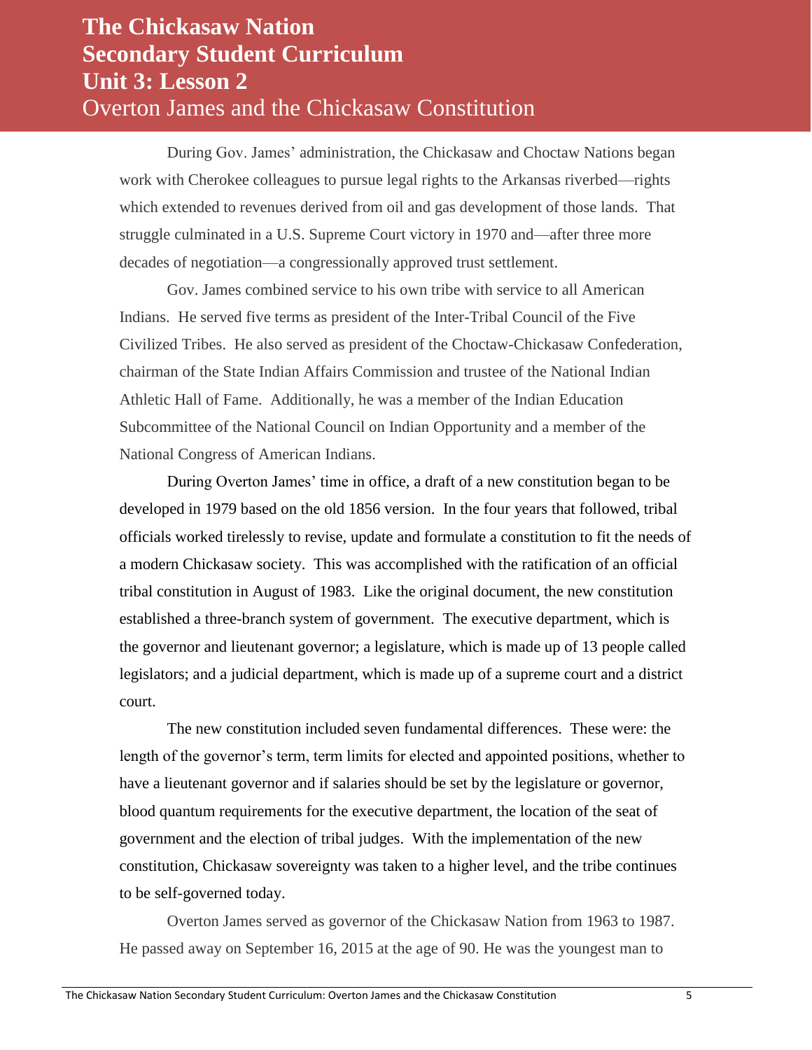# The Chickasaw Nation Secondary Student Curriculum Unit 3: Lesson 2

## Overton James and the Chickasaw Constitution

During Gov. James' administration, the Chickasaw and Choctaw Nations began work with Cherokee colleagues to pursue legal rights to the Arkansas riverbed—rights which extended to revenues derived from oil and gas development of those lands. That struggle culminated in a U.S. Supreme Court victory in 1970 and—after three more decades of negotiation—a congressionally approved trust settlement.

Gov. James combined service to his own tribe with service to all American Indians. He served five terms as president of the Inter-Tribal Council of the Five Civilized Tribes. He also served as president of the Choctaw-Chickasaw Confederation, chairman of the State Indian Affairs Commission and trustee of the National Indian Athletic Hall of Fame. Additionally, he was a member of the Indian Education Subcommittee of the National Council on Indian Opportunity and a member of the National Congress of American Indians.

During Overton James' time in office, a draft of a new constitution began to be developed in 1979 based on the old 1856 version. In the four years that followed, tribal officials worked tirelessly to revise, update and formulate a constitution to fit the needs of a modern Chickasaw society. This was accomplished with the ratification of an official tribal constitution in August of 1983. Like the original document, the new constitution established a three-branch system of government. The executive department, which is the governor and lieutenant governor; a legislature, which is made up of 13 people called legislators; and a judicial department, which is made up of a supreme court and a district court.

The new constitution included seven fundamental differences. These were: the length of the governor's term, term limits for elected and appointed positions, whether to have a lieutenant governor and if salaries should be set by the legislature or governor, blood quantum requirements for the executive department, the location of the seat of government and the election of tribal judges. With the implementation of the new constitution, Chickasaw sovereignty was taken to a higher level, and the tribe continues to be self-governed today.

Overton James served as governor of the Chickasaw Nation from 1963 to 1987. He passed away on September 16, 2015 at the age of 90. He was the youngest man to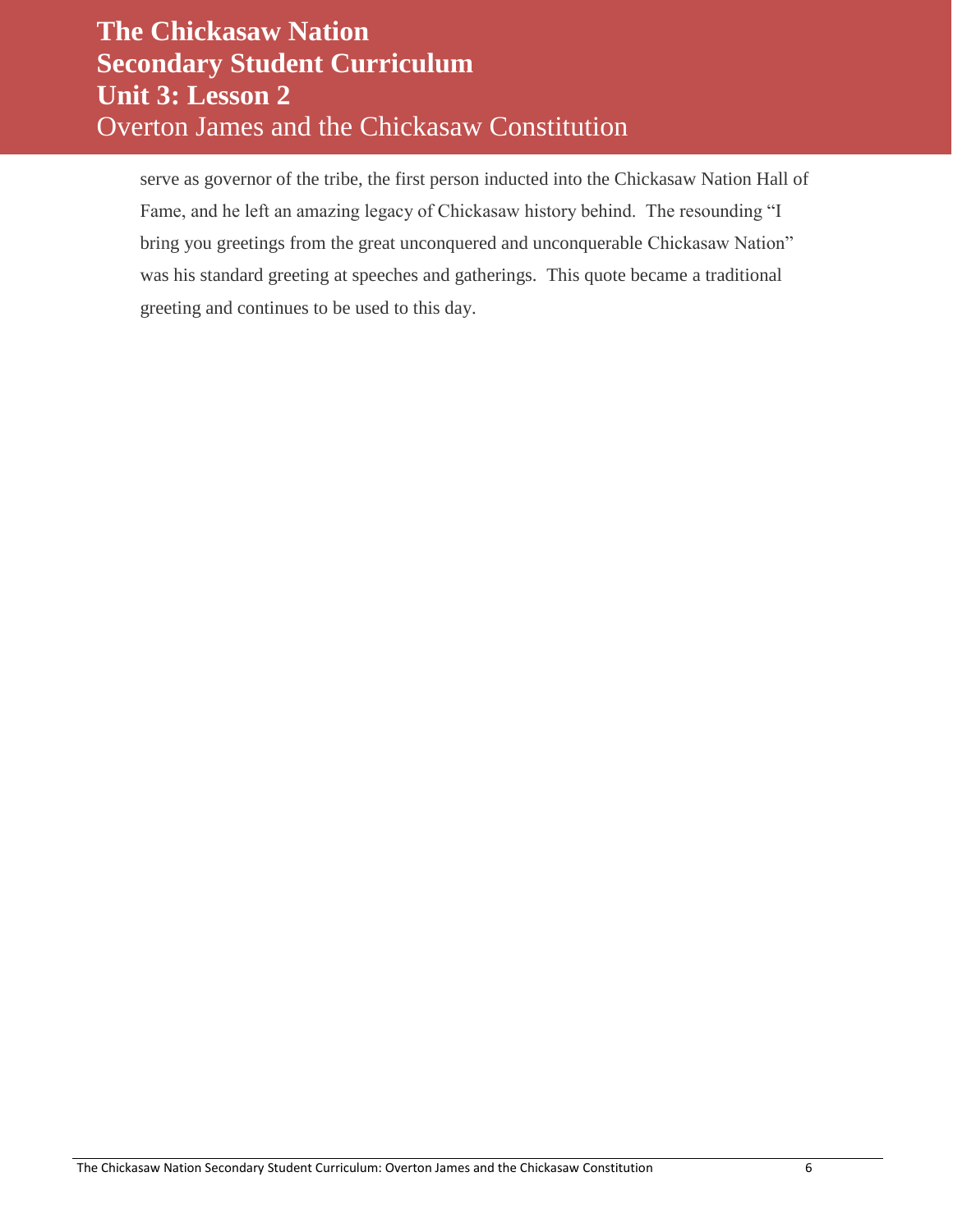serve as governor of the tribe, the first person inducted into the Chickasaw Nation Hall of Fame, and he left an amazing legacy of Chickasaw history behind. The resounding “I bring you greetings from the great unconquered and unconquerable Chickasaw Nation” was his standard greeting at speeches and gatherings. This quote became a traditional greeting and continues to be used to this day.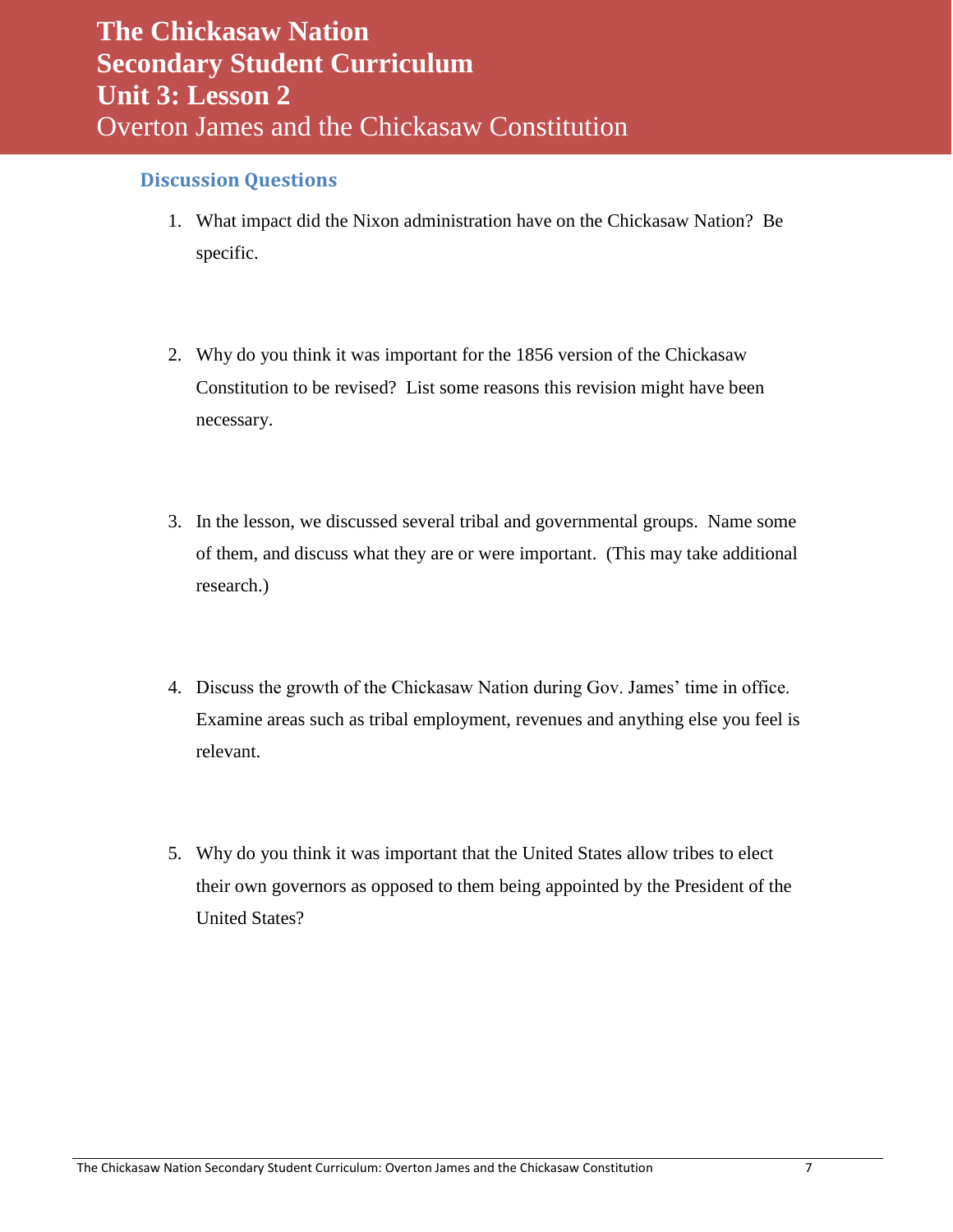# The Chickasaw Nation
# Secondary Student Curriculum
# Unit 3: Lesson 2
## Overton James and the Chickasaw Constitution

### Discussion Questions

1. What impact did the Nixon administration have on the Chickasaw Nation? Be specific.

2. Why do you think it was important for the 1856 version of the Chickasaw Constitution to be revised? List some reasons this revision might have been necessary.

3. In the lesson, we discussed several tribal and governmental groups. Name some of them, and discuss what they are or were important. (This may take additional research.)

4. Discuss the growth of the Chickasaw Nation during Gov. James' time in office. Examine areas such as tribal employment, revenues and anything else you feel is relevant.

5. Why do you think it was important that the United States allow tribes to elect their own governors as opposed to them being appointed by the President of the United States?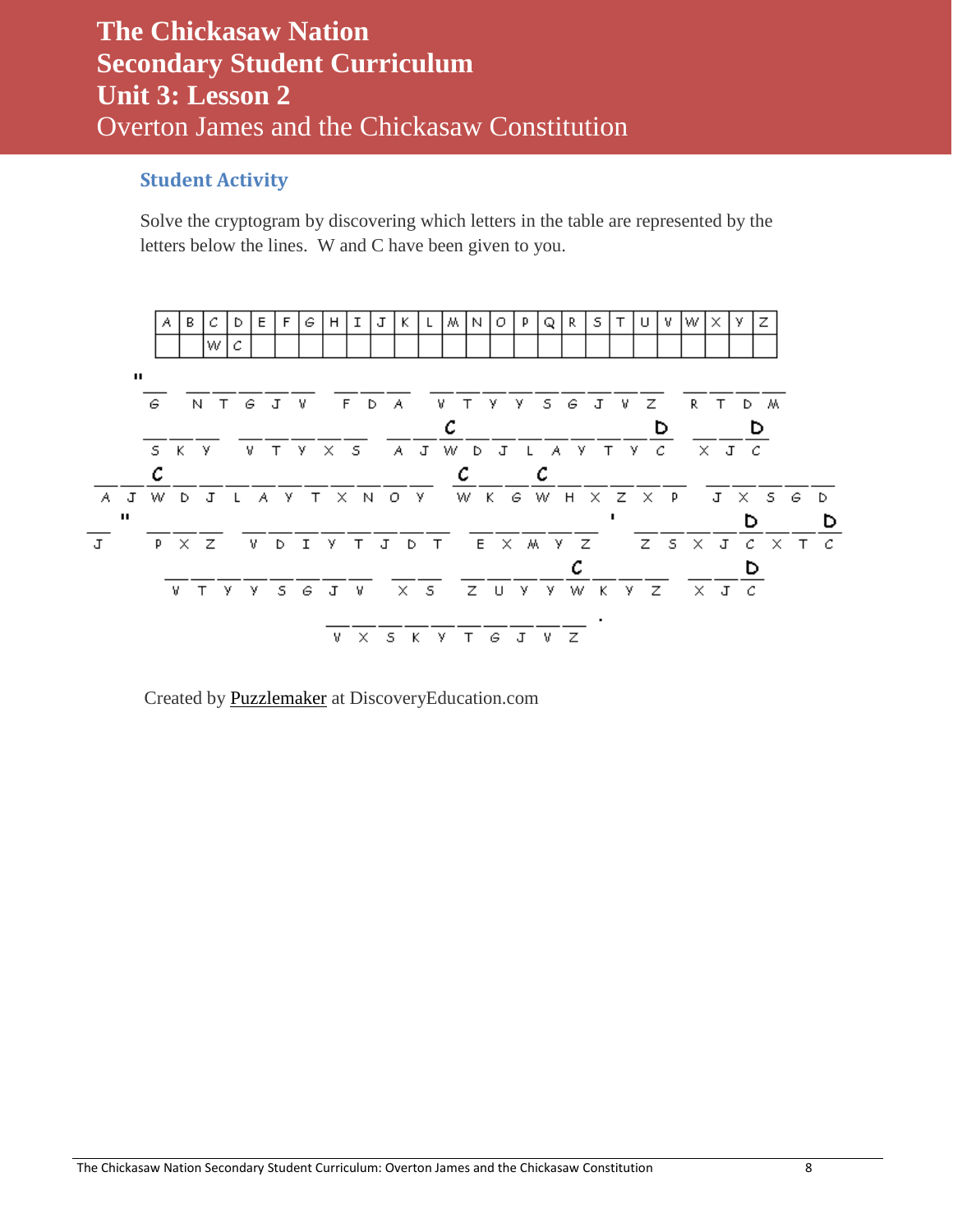# The Chickasaw Nation Secondary Student Curriculum Unit 3: Lesson 2

Overton James and the Chickasaw Constitution

### Student Activity

Solve the cryptogram by discovering which letters in the table are represented by the letters below the lines. W and C have been given to you.

| A | B | C | D | E | F | G | H | I | J | K | L | M | N | O | P | Q | R | S | T | U | V | W | X | Y | Z |
|---|---|---|---|---|---|---|---|---|---|---|---|---|---|---|---|---|---|---|---|---|---|---|---|---|---|
| | | W | C | | | | | | | | | | | | | | | | | | | | | | |

```
"_   _ _ _ _ _   _ _ _   _ _ _ _ _ _ _ _ _   _ _ _ _
 G   N T G J V   F D A   V T Y Y S G J V Z   R T D M

_ _ _   _ _ _ _ _   _ _ C _ _ _ _ _ _ _ D   _ _ D
S K Y   V T Y X S   A J W D J L A Y T Y C   X J C

_ _ C _ _ _ _ _ _ _ _ _ _   C _ _ C _ _ _ _ _   _ _ _ _ _
A J W D J L A Y T X N O Y   W K G W H X Z X P   J X S G D

_ "  _ _ _   _ _ _ _ _ _ _ _ _   _ _ _ _ _ '   _ _ _ _ D _ _ D
J    P X Z   V D I Y T J D T   E X M Y Z     Z S X J C X T C

_ _ _ _ _ _ _ _   _ _   _ _ _ _ C _ _ _   _ _ D
V T Y Y S G J V   X S   Z U Y Y W K Y Z   X J C

_ _ _ _ _ _ _ _ _ _ .
V X S K Y T G J V Z
```

Created by Puzzlemaker at DiscoveryEducation.com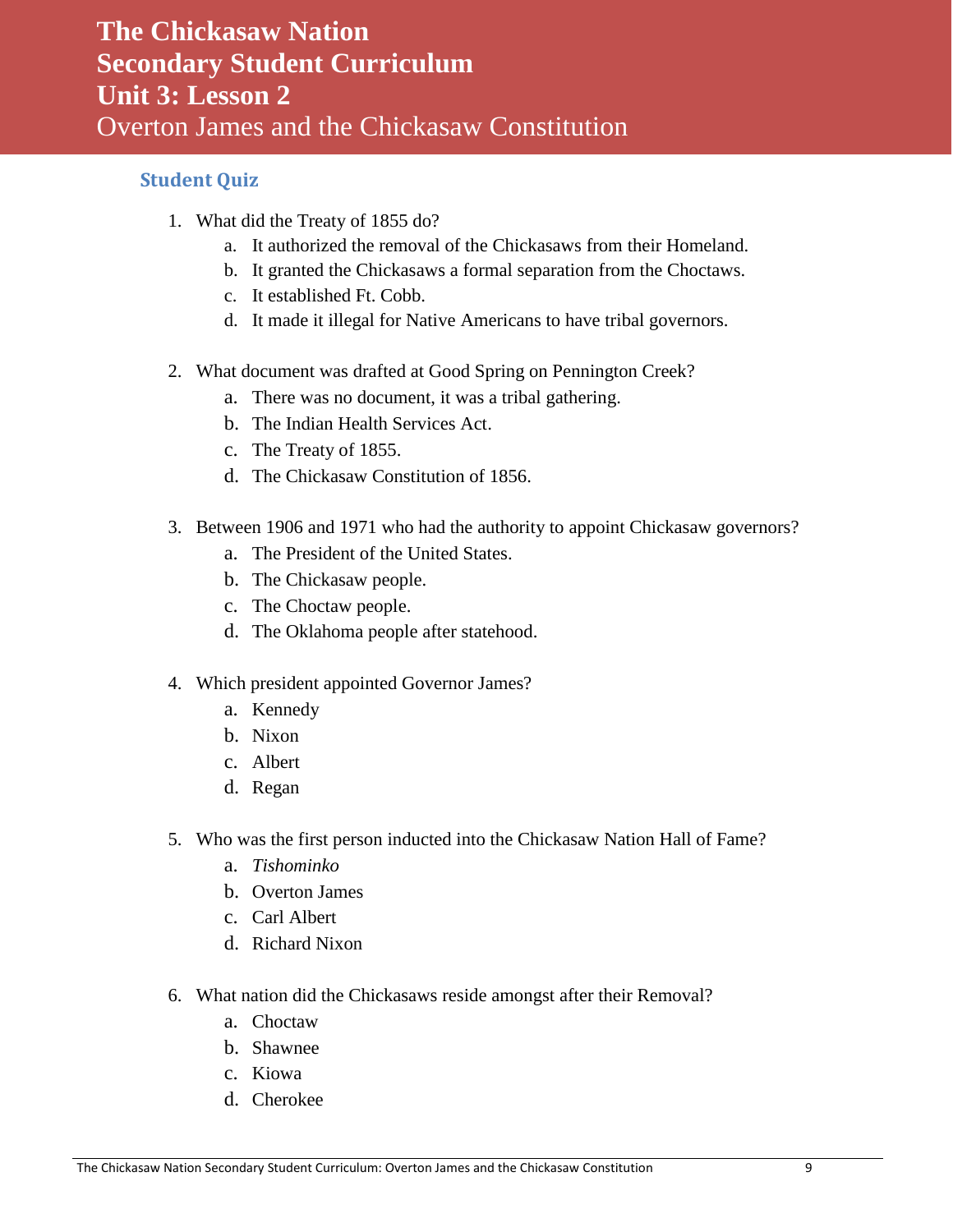# The Chickasaw Nation
# Secondary Student Curriculum
# Unit 3: Lesson 2
## Overton James and the Chickasaw Constitution

### Student Quiz

1. What did the Treaty of 1855 do?
   a. It authorized the removal of the Chickasaws from their Homeland.
   b. It granted the Chickasaws a formal separation from the Choctaws.
   c. It established Ft. Cobb.
   d. It made it illegal for Native Americans to have tribal governors.

2. What document was drafted at Good Spring on Pennington Creek?
   a. There was no document, it was a tribal gathering.
   b. The Indian Health Services Act.
   c. The Treaty of 1855.
   d. The Chickasaw Constitution of 1856.

3. Between 1906 and 1971 who had the authority to appoint Chickasaw governors?
   a. The President of the United States.
   b. The Chickasaw people.
   c. The Choctaw people.
   d. The Oklahoma people after statehood.

4. Which president appointed Governor James?
   a. Kennedy
   b. Nixon
   c. Albert
   d. Regan

5. Who was the first person inducted into the Chickasaw Nation Hall of Fame?
   a. *Tishominko*
   b. Overton James
   c. Carl Albert
   d. Richard Nixon

6. What nation did the Chickasaws reside amongst after their Removal?
   a. Choctaw
   b. Shawnee
   c. Kiowa
   d. Cherokee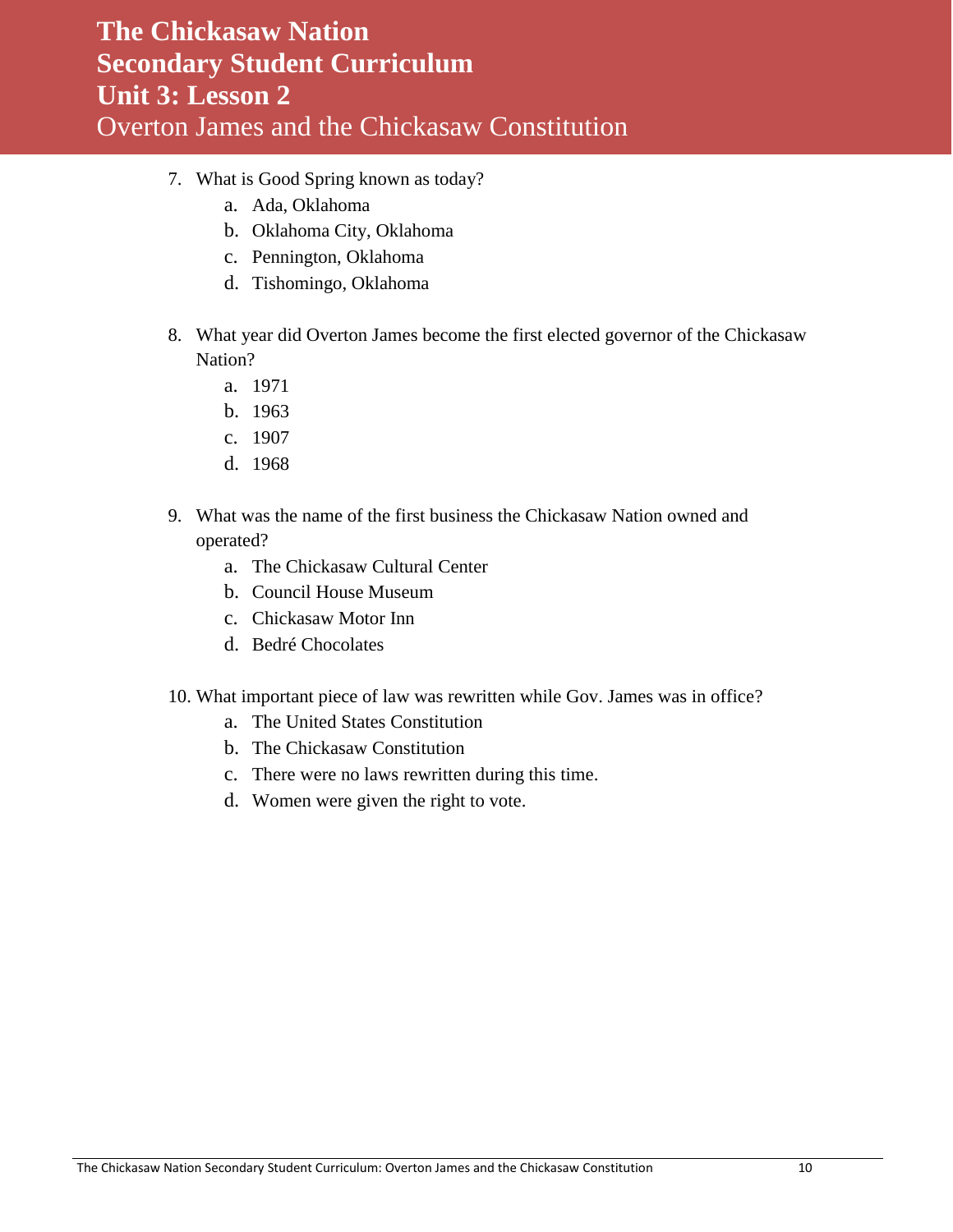7. What is Good Spring known as today?
   a. Ada, Oklahoma
   b. Oklahoma City, Oklahoma
   c. Pennington, Oklahoma
   d. Tishomingo, Oklahoma

8. What year did Overton James become the first elected governor of the Chickasaw Nation?
   a. 1971
   b. 1963
   c. 1907
   d. 1968

9. What was the name of the first business the Chickasaw Nation owned and operated?
   a. The Chickasaw Cultural Center
   b. Council House Museum
   c. Chickasaw Motor Inn
   d. Bedré Chocolates

10. What important piece of law was rewritten while Gov. James was in office?
    a. The United States Constitution
    b. The Chickasaw Constitution
    c. There were no laws rewritten during this time.
    d. Women were given the right to vote.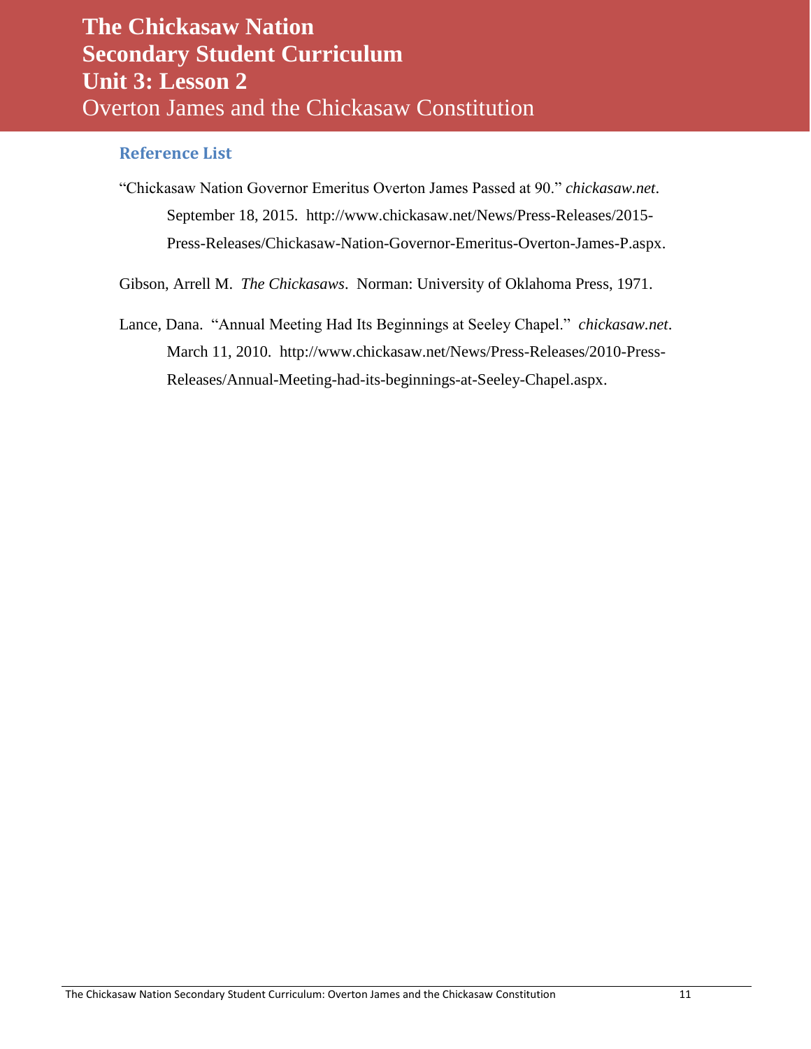# The Chickasaw Nation Secondary Student Curriculum Unit 3: Lesson 2

Overton James and the Chickasaw Constitution

## Reference List

“Chickasaw Nation Governor Emeritus Overton James Passed at 90.” *chickasaw.net*. September 18, 2015. http://www.chickasaw.net/News/Press-Releases/2015-Press-Releases/Chickasaw-Nation-Governor-Emeritus-Overton-James-P.aspx.

Gibson, Arrell M. *The Chickasaws*. Norman: University of Oklahoma Press, 1971.

Lance, Dana. “Annual Meeting Had Its Beginnings at Seeley Chapel.” *chickasaw.net*. March 11, 2010. http://www.chickasaw.net/News/Press-Releases/2010-Press-Releases/Annual-Meeting-had-its-beginnings-at-Seeley-Chapel.aspx.